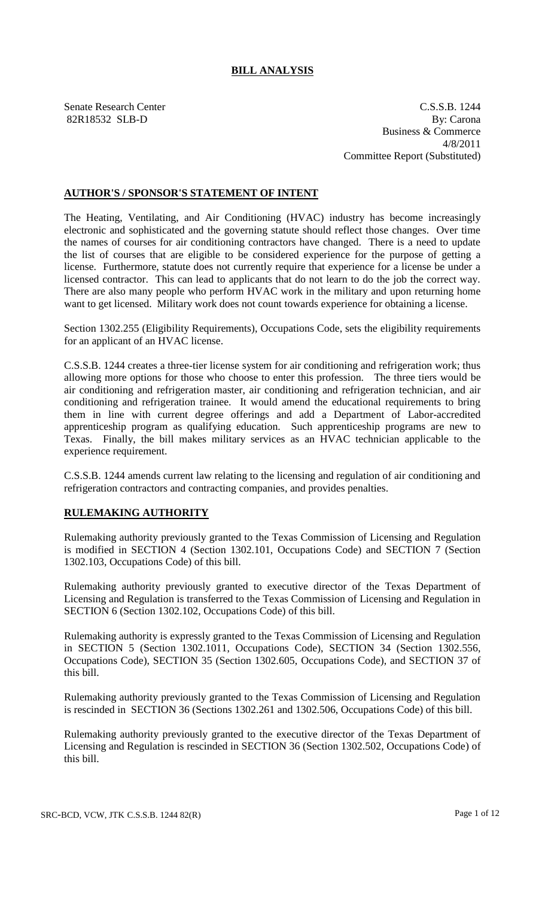# BILL ANALYSIS

Senate Research Center
82R18532 SLB-D

C.S.S.B. 1244
By: Carona
Business & Commerce
4/8/2011
Committee Report (Substituted)

## AUTHOR'S / SPONSOR'S STATEMENT OF INTENT

The Heating, Ventilating, and Air Conditioning (HVAC) industry has become increasingly electronic and sophisticated and the governing statute should reflect those changes. Over time the names of courses for air conditioning contractors have changed. There is a need to update the list of courses that are eligible to be considered experience for the purpose of getting a license. Furthermore, statute does not currently require that experience for a license be under a licensed contractor. This can lead to applicants that do not learn to do the job the correct way. There are also many people who perform HVAC work in the military and upon returning home want to get licensed. Military work does not count towards experience for obtaining a license.

Section 1302.255 (Eligibility Requirements), Occupations Code, sets the eligibility requirements for an applicant of an HVAC license.

C.S.S.B. 1244 creates a three-tier license system for air conditioning and refrigeration work; thus allowing more options for those who choose to enter this profession. The three tiers would be air conditioning and refrigeration master, air conditioning and refrigeration technician, and air conditioning and refrigeration trainee. It would amend the educational requirements to bring them in line with current degree offerings and add a Department of Labor-accredited apprenticeship program as qualifying education. Such apprenticeship programs are new to Texas. Finally, the bill makes military services as an HVAC technician applicable to the experience requirement.

C.S.S.B. 1244 amends current law relating to the licensing and regulation of air conditioning and refrigeration contractors and contracting companies, and provides penalties.

## RULEMAKING AUTHORITY

Rulemaking authority previously granted to the Texas Commission of Licensing and Regulation is modified in SECTION 4 (Section 1302.101, Occupations Code) and SECTION 7 (Section 1302.103, Occupations Code) of this bill.

Rulemaking authority previously granted to executive director of the Texas Department of Licensing and Regulation is transferred to the Texas Commission of Licensing and Regulation in SECTION 6 (Section 1302.102, Occupations Code) of this bill.

Rulemaking authority is expressly granted to the Texas Commission of Licensing and Regulation in SECTION 5 (Section 1302.1011, Occupations Code), SECTION 34 (Section 1302.556, Occupations Code), SECTION 35 (Section 1302.605, Occupations Code), and SECTION 37 of this bill.

Rulemaking authority previously granted to the Texas Commission of Licensing and Regulation is rescinded in SECTION 36 (Sections 1302.261 and 1302.506, Occupations Code) of this bill.

Rulemaking authority previously granted to the executive director of the Texas Department of Licensing and Regulation is rescinded in SECTION 36 (Section 1302.502, Occupations Code) of this bill.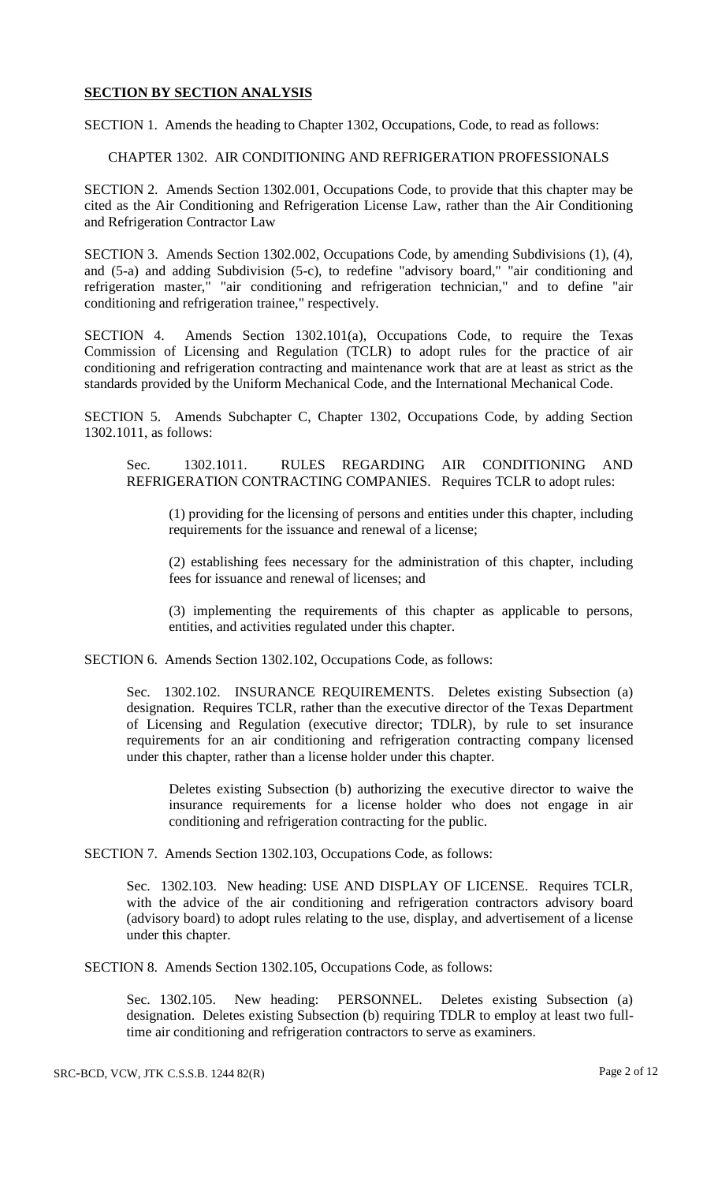## SECTION BY SECTION ANALYSIS

SECTION 1. Amends the heading to Chapter 1302, Occupations, Code, to read as follows:

CHAPTER 1302. AIR CONDITIONING AND REFRIGERATION PROFESSIONALS

SECTION 2. Amends Section 1302.001, Occupations Code, to provide that this chapter may be cited as the Air Conditioning and Refrigeration License Law, rather than the Air Conditioning and Refrigeration Contractor Law

SECTION 3. Amends Section 1302.002, Occupations Code, by amending Subdivisions (1), (4), and (5-a) and adding Subdivision (5-c), to redefine "advisory board," "air conditioning and refrigeration master," "air conditioning and refrigeration technician," and to define "air conditioning and refrigeration trainee," respectively.

SECTION 4. Amends Section 1302.101(a), Occupations Code, to require the Texas Commission of Licensing and Regulation (TCLR) to adopt rules for the practice of air conditioning and refrigeration contracting and maintenance work that are at least as strict as the standards provided by the Uniform Mechanical Code, and the International Mechanical Code.

SECTION 5. Amends Subchapter C, Chapter 1302, Occupations Code, by adding Section 1302.1011, as follows:

Sec. 1302.1011. RULES REGARDING AIR CONDITIONING AND REFRIGERATION CONTRACTING COMPANIES. Requires TCLR to adopt rules:

(1) providing for the licensing of persons and entities under this chapter, including requirements for the issuance and renewal of a license;

(2) establishing fees necessary for the administration of this chapter, including fees for issuance and renewal of licenses; and

(3) implementing the requirements of this chapter as applicable to persons, entities, and activities regulated under this chapter.

SECTION 6. Amends Section 1302.102, Occupations Code, as follows:

Sec. 1302.102. INSURANCE REQUIREMENTS. Deletes existing Subsection (a) designation. Requires TCLR, rather than the executive director of the Texas Department of Licensing and Regulation (executive director; TDLR), by rule to set insurance requirements for an air conditioning and refrigeration contracting company licensed under this chapter, rather than a license holder under this chapter.

Deletes existing Subsection (b) authorizing the executive director to waive the insurance requirements for a license holder who does not engage in air conditioning and refrigeration contracting for the public.

SECTION 7. Amends Section 1302.103, Occupations Code, as follows:

Sec. 1302.103. New heading: USE AND DISPLAY OF LICENSE. Requires TCLR, with the advice of the air conditioning and refrigeration contractors advisory board (advisory board) to adopt rules relating to the use, display, and advertisement of a license under this chapter.

SECTION 8. Amends Section 1302.105, Occupations Code, as follows:

Sec. 1302.105. New heading: PERSONNEL. Deletes existing Subsection (a) designation. Deletes existing Subsection (b) requiring TDLR to employ at least two full-time air conditioning and refrigeration contractors to serve as examiners.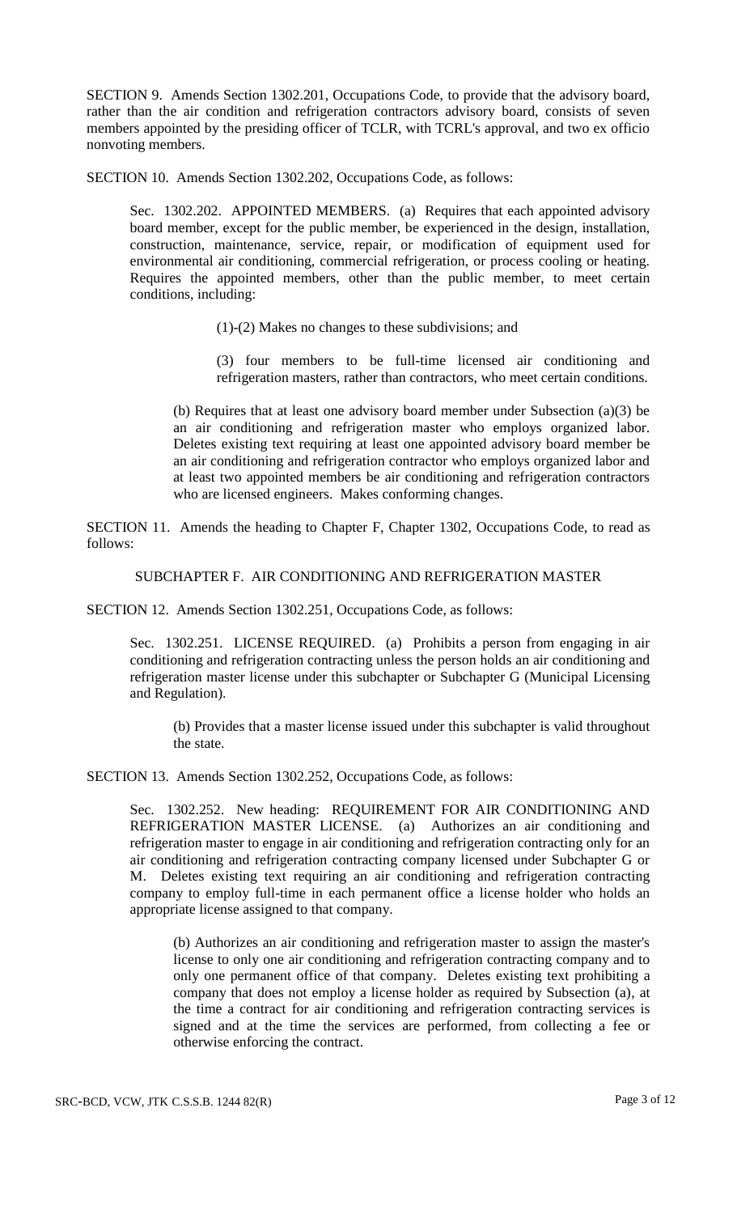SECTION 9. Amends Section 1302.201, Occupations Code, to provide that the advisory board, rather than the air condition and refrigeration contractors advisory board, consists of seven members appointed by the presiding officer of TCLR, with TCRL's approval, and two ex officio nonvoting members.

SECTION 10. Amends Section 1302.202, Occupations Code, as follows:

> Sec. 1302.202. APPOINTED MEMBERS. (a) Requires that each appointed advisory board member, except for the public member, be experienced in the design, installation, construction, maintenance, service, repair, or modification of equipment used for environmental air conditioning, commercial refrigeration, or process cooling or heating. Requires the appointed members, other than the public member, to meet certain conditions, including:
>
> > (1)-(2) Makes no changes to these subdivisions; and
> >
> > (3) four members to be full-time licensed air conditioning and refrigeration masters, rather than contractors, who meet certain conditions.
>
> (b) Requires that at least one advisory board member under Subsection (a)(3) be an air conditioning and refrigeration master who employs organized labor. Deletes existing text requiring at least one appointed advisory board member be an air conditioning and refrigeration contractor who employs organized labor and at least two appointed members be air conditioning and refrigeration contractors who are licensed engineers. Makes conforming changes.

SECTION 11. Amends the heading to Chapter F, Chapter 1302, Occupations Code, to read as follows:

SUBCHAPTER F. AIR CONDITIONING AND REFRIGERATION MASTER

SECTION 12. Amends Section 1302.251, Occupations Code, as follows:

> Sec. 1302.251. LICENSE REQUIRED. (a) Prohibits a person from engaging in air conditioning and refrigeration contracting unless the person holds an air conditioning and refrigeration master license under this subchapter or Subchapter G (Municipal Licensing and Regulation).
>
> (b) Provides that a master license issued under this subchapter is valid throughout the state.

SECTION 13. Amends Section 1302.252, Occupations Code, as follows:

> Sec. 1302.252. New heading: REQUIREMENT FOR AIR CONDITIONING AND REFRIGERATION MASTER LICENSE. (a) Authorizes an air conditioning and refrigeration master to engage in air conditioning and refrigeration contracting only for an air conditioning and refrigeration contracting company licensed under Subchapter G or M. Deletes existing text requiring an air conditioning and refrigeration contracting company to employ full-time in each permanent office a license holder who holds an appropriate license assigned to that company.
>
> (b) Authorizes an air conditioning and refrigeration master to assign the master's license to only one air conditioning and refrigeration contracting company and to only one permanent office of that company. Deletes existing text prohibiting a company that does not employ a license holder as required by Subsection (a), at the time a contract for air conditioning and refrigeration contracting services is signed and at the time the services are performed, from collecting a fee or otherwise enforcing the contract.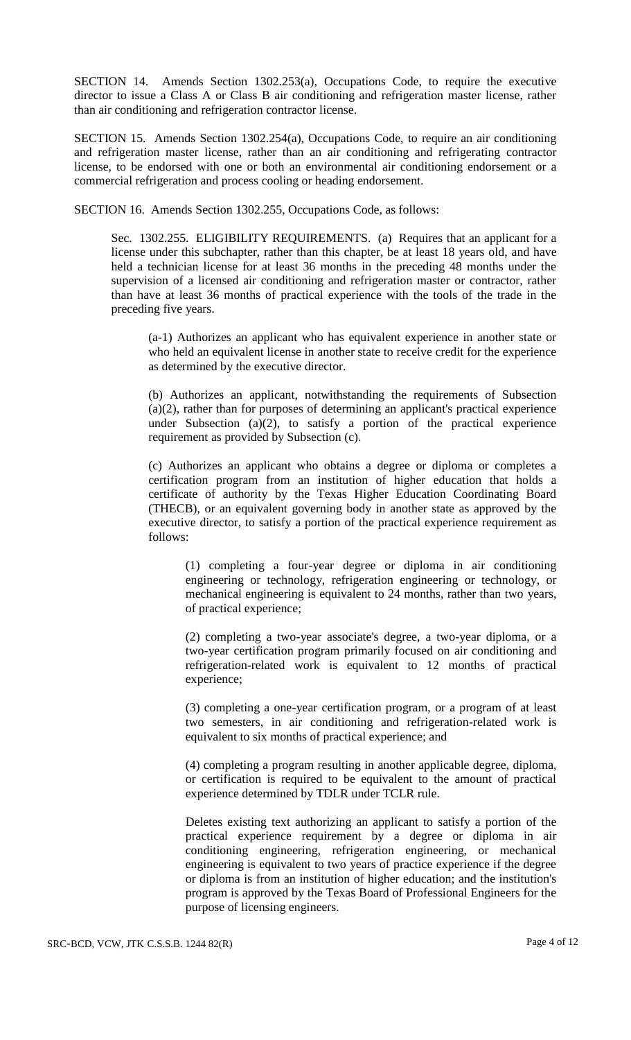SECTION 14. Amends Section 1302.253(a), Occupations Code, to require the executive director to issue a Class A or Class B air conditioning and refrigeration master license, rather than air conditioning and refrigeration contractor license.

SECTION 15. Amends Section 1302.254(a), Occupations Code, to require an air conditioning and refrigeration master license, rather than an air conditioning and refrigerating contractor license, to be endorsed with one or both an environmental air conditioning endorsement or a commercial refrigeration and process cooling or heading endorsement.

SECTION 16. Amends Section 1302.255, Occupations Code, as follows:

> Sec. 1302.255. ELIGIBILITY REQUIREMENTS. (a) Requires that an applicant for a license under this subchapter, rather than this chapter, be at least 18 years old, and have held a technician license for at least 36 months in the preceding 48 months under the supervision of a licensed air conditioning and refrigeration master or contractor, rather than have at least 36 months of practical experience with the tools of the trade in the preceding five years.
>
> > (a-1) Authorizes an applicant who has equivalent experience in another state or who held an equivalent license in another state to receive credit for the experience as determined by the executive director.
> >
> > (b) Authorizes an applicant, notwithstanding the requirements of Subsection (a)(2), rather than for purposes of determining an applicant's practical experience under Subsection (a)(2), to satisfy a portion of the practical experience requirement as provided by Subsection (c).
> >
> > (c) Authorizes an applicant who obtains a degree or diploma or completes a certification program from an institution of higher education that holds a certificate of authority by the Texas Higher Education Coordinating Board (THECB), or an equivalent governing body in another state as approved by the executive director, to satisfy a portion of the practical experience requirement as follows:
> >
> > > (1) completing a four-year degree or diploma in air conditioning engineering or technology, refrigeration engineering or technology, or mechanical engineering is equivalent to 24 months, rather than two years, of practical experience;
> > >
> > > (2) completing a two-year associate's degree, a two-year diploma, or a two-year certification program primarily focused on air conditioning and refrigeration-related work is equivalent to 12 months of practical experience;
> > >
> > > (3) completing a one-year certification program, or a program of at least two semesters, in air conditioning and refrigeration-related work is equivalent to six months of practical experience; and
> > >
> > > (4) completing a program resulting in another applicable degree, diploma, or certification is required to be equivalent to the amount of practical experience determined by TDLR under TCLR rule.
> >
> > Deletes existing text authorizing an applicant to satisfy a portion of the practical experience requirement by a degree or diploma in air conditioning engineering, refrigeration engineering, or mechanical engineering is equivalent to two years of practice experience if the degree or diploma is from an institution of higher education; and the institution's program is approved by the Texas Board of Professional Engineers for the purpose of licensing engineers.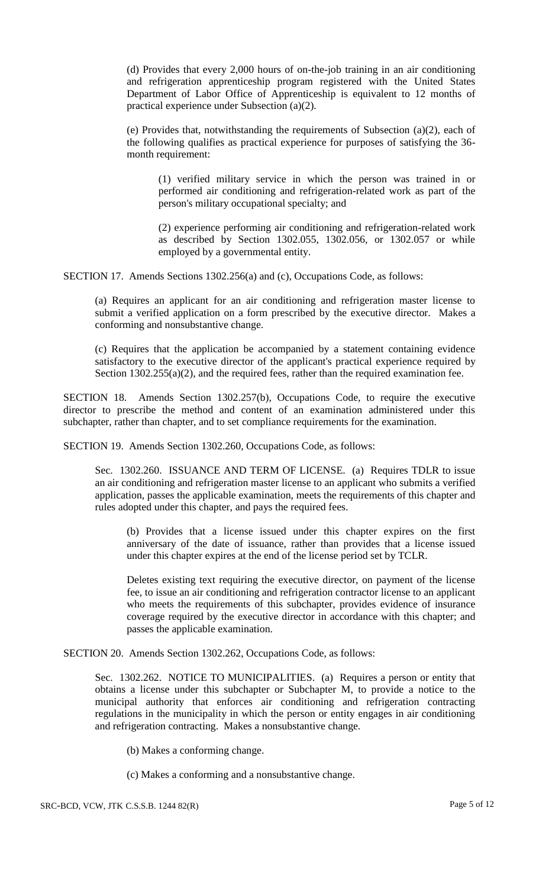(d) Provides that every 2,000 hours of on-the-job training in an air conditioning and refrigeration apprenticeship program registered with the United States Department of Labor Office of Apprenticeship is equivalent to 12 months of practical experience under Subsection (a)(2).

(e) Provides that, notwithstanding the requirements of Subsection (a)(2), each of the following qualifies as practical experience for purposes of satisfying the 36-month requirement:

(1) verified military service in which the person was trained in or performed air conditioning and refrigeration-related work as part of the person's military occupational specialty; and

(2) experience performing air conditioning and refrigeration-related work as described by Section 1302.055, 1302.056, or 1302.057 or while employed by a governmental entity.

SECTION 17. Amends Sections 1302.256(a) and (c), Occupations Code, as follows:

(a) Requires an applicant for an air conditioning and refrigeration master license to submit a verified application on a form prescribed by the executive director. Makes a conforming and nonsubstantive change.

(c) Requires that the application be accompanied by a statement containing evidence satisfactory to the executive director of the applicant's practical experience required by Section 1302.255(a)(2), and the required fees, rather than the required examination fee.

SECTION 18. Amends Section 1302.257(b), Occupations Code, to require the executive director to prescribe the method and content of an examination administered under this subchapter, rather than chapter, and to set compliance requirements for the examination.

SECTION 19. Amends Section 1302.260, Occupations Code, as follows:

Sec. 1302.260. ISSUANCE AND TERM OF LICENSE. (a) Requires TDLR to issue an air conditioning and refrigeration master license to an applicant who submits a verified application, passes the applicable examination, meets the requirements of this chapter and rules adopted under this chapter, and pays the required fees.

(b) Provides that a license issued under this chapter expires on the first anniversary of the date of issuance, rather than provides that a license issued under this chapter expires at the end of the license period set by TCLR.

Deletes existing text requiring the executive director, on payment of the license fee, to issue an air conditioning and refrigeration contractor license to an applicant who meets the requirements of this subchapter, provides evidence of insurance coverage required by the executive director in accordance with this chapter; and passes the applicable examination.

SECTION 20. Amends Section 1302.262, Occupations Code, as follows:

Sec. 1302.262. NOTICE TO MUNICIPALITIES. (a) Requires a person or entity that obtains a license under this subchapter or Subchapter M, to provide a notice to the municipal authority that enforces air conditioning and refrigeration contracting regulations in the municipality in which the person or entity engages in air conditioning and refrigeration contracting. Makes a nonsubstantive change.

(b) Makes a conforming change.

(c) Makes a conforming and a nonsubstantive change.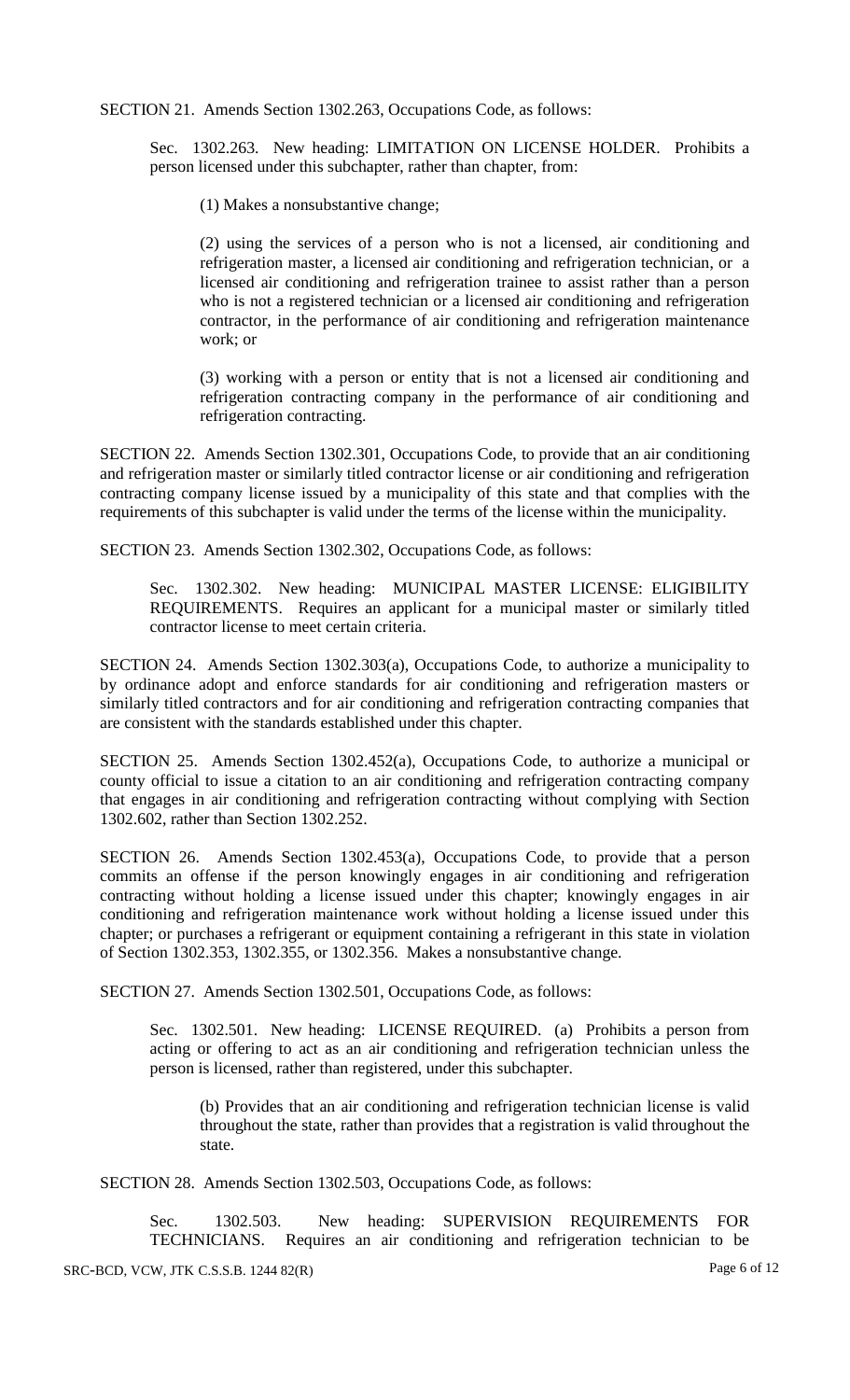SECTION 21. Amends Section 1302.263, Occupations Code, as follows:

Sec. 1302.263. New heading: LIMITATION ON LICENSE HOLDER. Prohibits a person licensed under this subchapter, rather than chapter, from:

(1) Makes a nonsubstantive change;

(2) using the services of a person who is not a licensed, air conditioning and refrigeration master, a licensed air conditioning and refrigeration technician, or a licensed air conditioning and refrigeration trainee to assist rather than a person who is not a registered technician or a licensed air conditioning and refrigeration contractor, in the performance of air conditioning and refrigeration maintenance work; or

(3) working with a person or entity that is not a licensed air conditioning and refrigeration contracting company in the performance of air conditioning and refrigeration contracting.

SECTION 22. Amends Section 1302.301, Occupations Code, to provide that an air conditioning and refrigeration master or similarly titled contractor license or air conditioning and refrigeration contracting company license issued by a municipality of this state and that complies with the requirements of this subchapter is valid under the terms of the license within the municipality.

SECTION 23. Amends Section 1302.302, Occupations Code, as follows:

Sec. 1302.302. New heading: MUNICIPAL MASTER LICENSE: ELIGIBILITY REQUIREMENTS. Requires an applicant for a municipal master or similarly titled contractor license to meet certain criteria.

SECTION 24. Amends Section 1302.303(a), Occupations Code, to authorize a municipality to by ordinance adopt and enforce standards for air conditioning and refrigeration masters or similarly titled contractors and for air conditioning and refrigeration contracting companies that are consistent with the standards established under this chapter.

SECTION 25. Amends Section 1302.452(a), Occupations Code, to authorize a municipal or county official to issue a citation to an air conditioning and refrigeration contracting company that engages in air conditioning and refrigeration contracting without complying with Section 1302.602, rather than Section 1302.252.

SECTION 26. Amends Section 1302.453(a), Occupations Code, to provide that a person commits an offense if the person knowingly engages in air conditioning and refrigeration contracting without holding a license issued under this chapter; knowingly engages in air conditioning and refrigeration maintenance work without holding a license issued under this chapter; or purchases a refrigerant or equipment containing a refrigerant in this state in violation of Section 1302.353, 1302.355, or 1302.356. Makes a nonsubstantive change.

SECTION 27. Amends Section 1302.501, Occupations Code, as follows:

Sec. 1302.501. New heading: LICENSE REQUIRED. (a) Prohibits a person from acting or offering to act as an air conditioning and refrigeration technician unless the person is licensed, rather than registered, under this subchapter.

(b) Provides that an air conditioning and refrigeration technician license is valid throughout the state, rather than provides that a registration is valid throughout the state.

SECTION 28. Amends Section 1302.503, Occupations Code, as follows:

Sec. 1302.503. New heading: SUPERVISION REQUIREMENTS FOR TECHNICIANS. Requires an air conditioning and refrigeration technician to be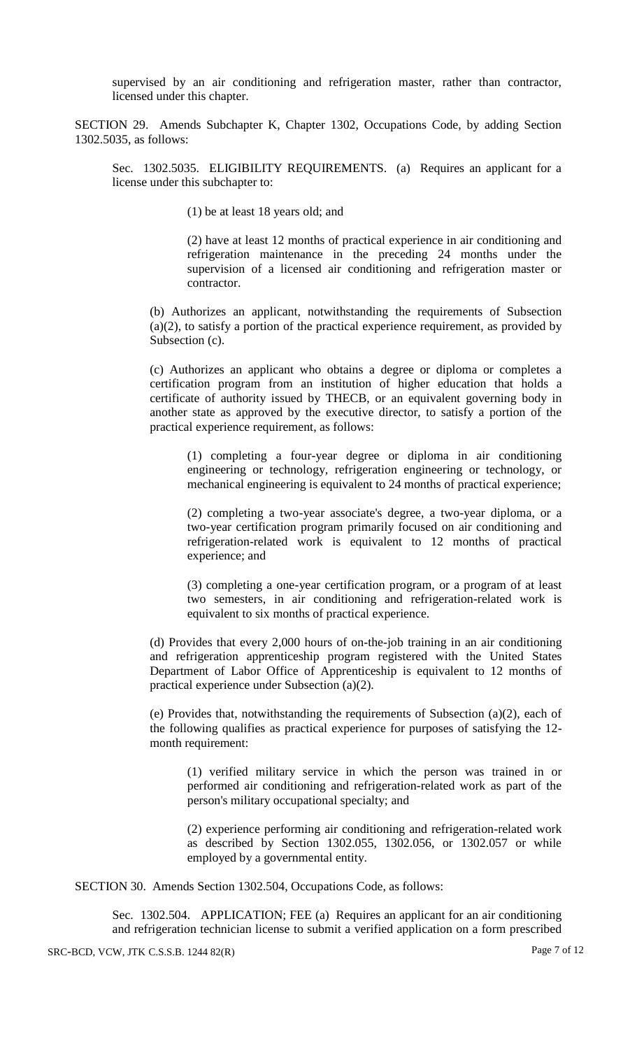supervised by an air conditioning and refrigeration master, rather than contractor, licensed under this chapter.

SECTION 29. Amends Subchapter K, Chapter 1302, Occupations Code, by adding Section 1302.5035, as follows:

> Sec. 1302.5035. ELIGIBILITY REQUIREMENTS. (a) Requires an applicant for a license under this subchapter to:
>
> > (1) be at least 18 years old; and
> >
> > (2) have at least 12 months of practical experience in air conditioning and refrigeration maintenance in the preceding 24 months under the supervision of a licensed air conditioning and refrigeration master or contractor.
>
> (b) Authorizes an applicant, notwithstanding the requirements of Subsection (a)(2), to satisfy a portion of the practical experience requirement, as provided by Subsection (c).
>
> (c) Authorizes an applicant who obtains a degree or diploma or completes a certification program from an institution of higher education that holds a certificate of authority issued by THECB, or an equivalent governing body in another state as approved by the executive director, to satisfy a portion of the practical experience requirement, as follows:
>
> > (1) completing a four-year degree or diploma in air conditioning engineering or technology, refrigeration engineering or technology, or mechanical engineering is equivalent to 24 months of practical experience;
> >
> > (2) completing a two-year associate's degree, a two-year diploma, or a two-year certification program primarily focused on air conditioning and refrigeration-related work is equivalent to 12 months of practical experience; and
> >
> > (3) completing a one-year certification program, or a program of at least two semesters, in air conditioning and refrigeration-related work is equivalent to six months of practical experience.
>
> (d) Provides that every 2,000 hours of on-the-job training in an air conditioning and refrigeration apprenticeship program registered with the United States Department of Labor Office of Apprenticeship is equivalent to 12 months of practical experience under Subsection (a)(2).
>
> (e) Provides that, notwithstanding the requirements of Subsection (a)(2), each of the following qualifies as practical experience for purposes of satisfying the 12-month requirement:
>
> > (1) verified military service in which the person was trained in or performed air conditioning and refrigeration-related work as part of the person's military occupational specialty; and
> >
> > (2) experience performing air conditioning and refrigeration-related work as described by Section 1302.055, 1302.056, or 1302.057 or while employed by a governmental entity.

SECTION 30. Amends Section 1302.504, Occupations Code, as follows:

> Sec. 1302.504. APPLICATION; FEE (a) Requires an applicant for an air conditioning and refrigeration technician license to submit a verified application on a form prescribed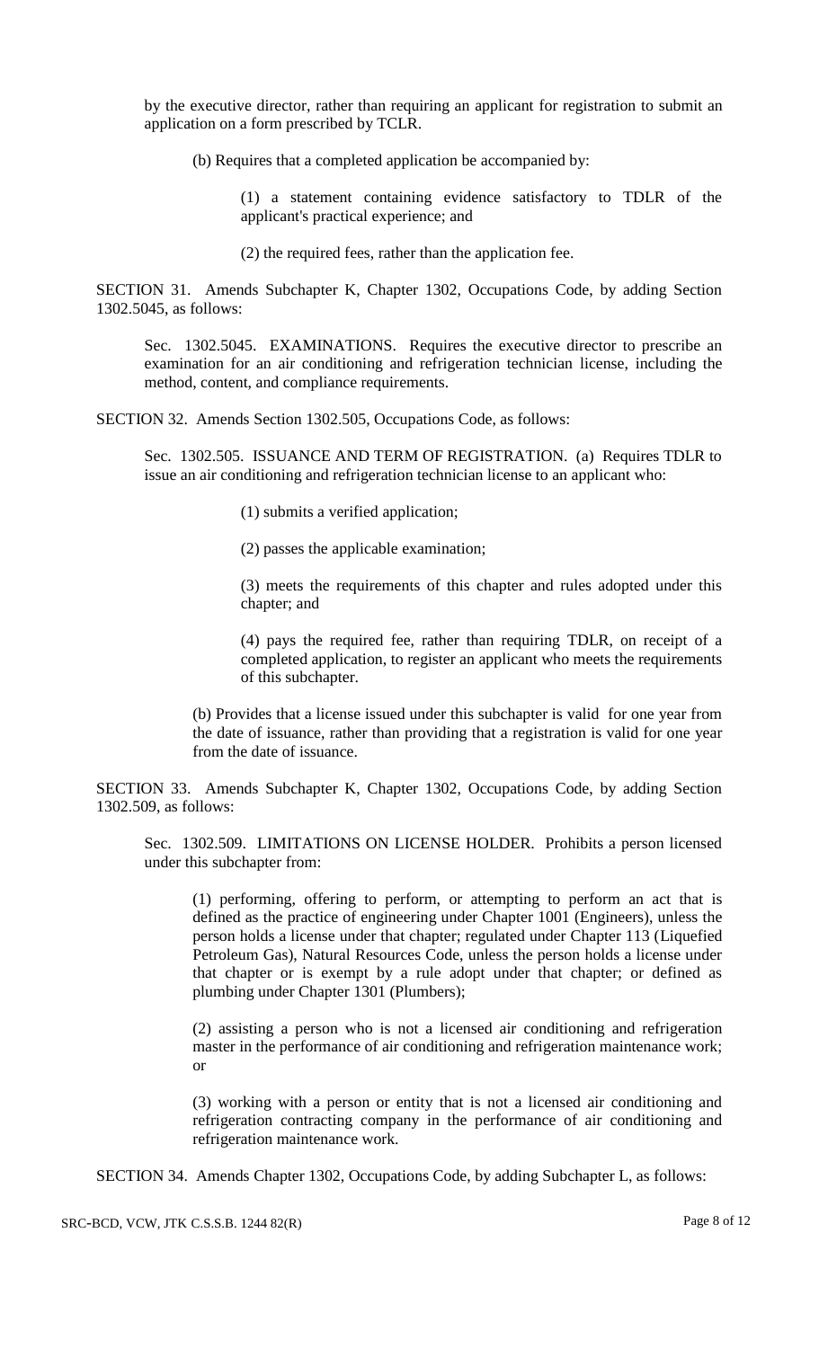by the executive director, rather than requiring an applicant for registration to submit an application on a form prescribed by TCLR.

(b) Requires that a completed application be accompanied by:

(1) a statement containing evidence satisfactory to TDLR of the applicant's practical experience; and

(2) the required fees, rather than the application fee.

SECTION 31. Amends Subchapter K, Chapter 1302, Occupations Code, by adding Section 1302.5045, as follows:

Sec. 1302.5045. EXAMINATIONS. Requires the executive director to prescribe an examination for an air conditioning and refrigeration technician license, including the method, content, and compliance requirements.

SECTION 32. Amends Section 1302.505, Occupations Code, as follows:

Sec. 1302.505. ISSUANCE AND TERM OF REGISTRATION. (a) Requires TDLR to issue an air conditioning and refrigeration technician license to an applicant who:

(1) submits a verified application;

(2) passes the applicable examination;

(3) meets the requirements of this chapter and rules adopted under this chapter; and

(4) pays the required fee, rather than requiring TDLR, on receipt of a completed application, to register an applicant who meets the requirements of this subchapter.

(b) Provides that a license issued under this subchapter is valid for one year from the date of issuance, rather than providing that a registration is valid for one year from the date of issuance.

SECTION 33. Amends Subchapter K, Chapter 1302, Occupations Code, by adding Section 1302.509, as follows:

Sec. 1302.509. LIMITATIONS ON LICENSE HOLDER. Prohibits a person licensed under this subchapter from:

(1) performing, offering to perform, or attempting to perform an act that is defined as the practice of engineering under Chapter 1001 (Engineers), unless the person holds a license under that chapter; regulated under Chapter 113 (Liquefied Petroleum Gas), Natural Resources Code, unless the person holds a license under that chapter or is exempt by a rule adopt under that chapter; or defined as plumbing under Chapter 1301 (Plumbers);

(2) assisting a person who is not a licensed air conditioning and refrigeration master in the performance of air conditioning and refrigeration maintenance work; or

(3) working with a person or entity that is not a licensed air conditioning and refrigeration contracting company in the performance of air conditioning and refrigeration maintenance work.

SECTION 34. Amends Chapter 1302, Occupations Code, by adding Subchapter L, as follows: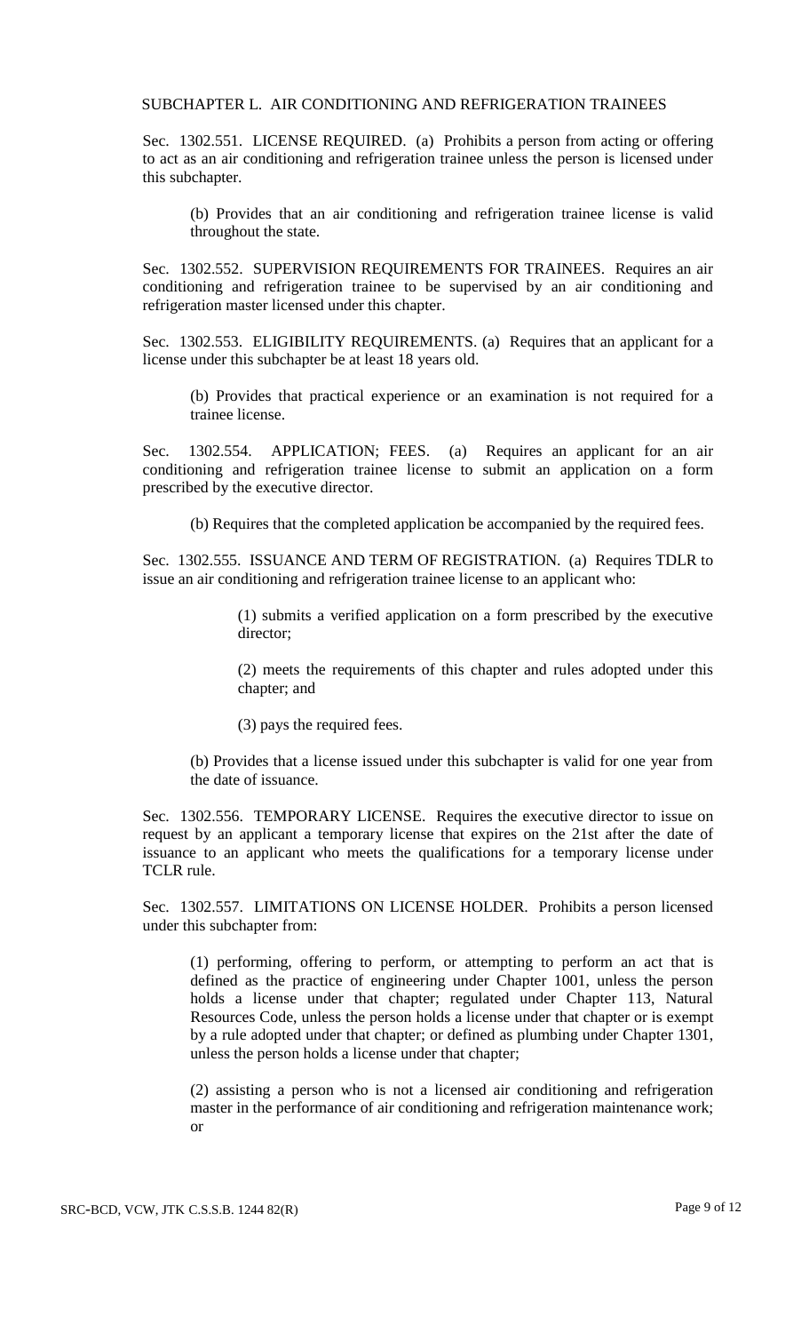SUBCHAPTER L. AIR CONDITIONING AND REFRIGERATION TRAINEES

Sec. 1302.551. LICENSE REQUIRED. (a) Prohibits a person from acting or offering to act as an air conditioning and refrigeration trainee unless the person is licensed under this subchapter.

(b) Provides that an air conditioning and refrigeration trainee license is valid throughout the state.

Sec. 1302.552. SUPERVISION REQUIREMENTS FOR TRAINEES. Requires an air conditioning and refrigeration trainee to be supervised by an air conditioning and refrigeration master licensed under this chapter.

Sec. 1302.553. ELIGIBILITY REQUIREMENTS. (a) Requires that an applicant for a license under this subchapter be at least 18 years old.

(b) Provides that practical experience or an examination is not required for a trainee license.

Sec. 1302.554. APPLICATION; FEES. (a) Requires an applicant for an air conditioning and refrigeration trainee license to submit an application on a form prescribed by the executive director.

(b) Requires that the completed application be accompanied by the required fees.

Sec. 1302.555. ISSUANCE AND TERM OF REGISTRATION. (a) Requires TDLR to issue an air conditioning and refrigeration trainee license to an applicant who:

(1) submits a verified application on a form prescribed by the executive director;

(2) meets the requirements of this chapter and rules adopted under this chapter; and

(3) pays the required fees.

(b) Provides that a license issued under this subchapter is valid for one year from the date of issuance.

Sec. 1302.556. TEMPORARY LICENSE. Requires the executive director to issue on request by an applicant a temporary license that expires on the 21st after the date of issuance to an applicant who meets the qualifications for a temporary license under TCLR rule.

Sec. 1302.557. LIMITATIONS ON LICENSE HOLDER. Prohibits a person licensed under this subchapter from:

(1) performing, offering to perform, or attempting to perform an act that is defined as the practice of engineering under Chapter 1001, unless the person holds a license under that chapter; regulated under Chapter 113, Natural Resources Code, unless the person holds a license under that chapter or is exempt by a rule adopted under that chapter; or defined as plumbing under Chapter 1301, unless the person holds a license under that chapter;

(2) assisting a person who is not a licensed air conditioning and refrigeration master in the performance of air conditioning and refrigeration maintenance work; or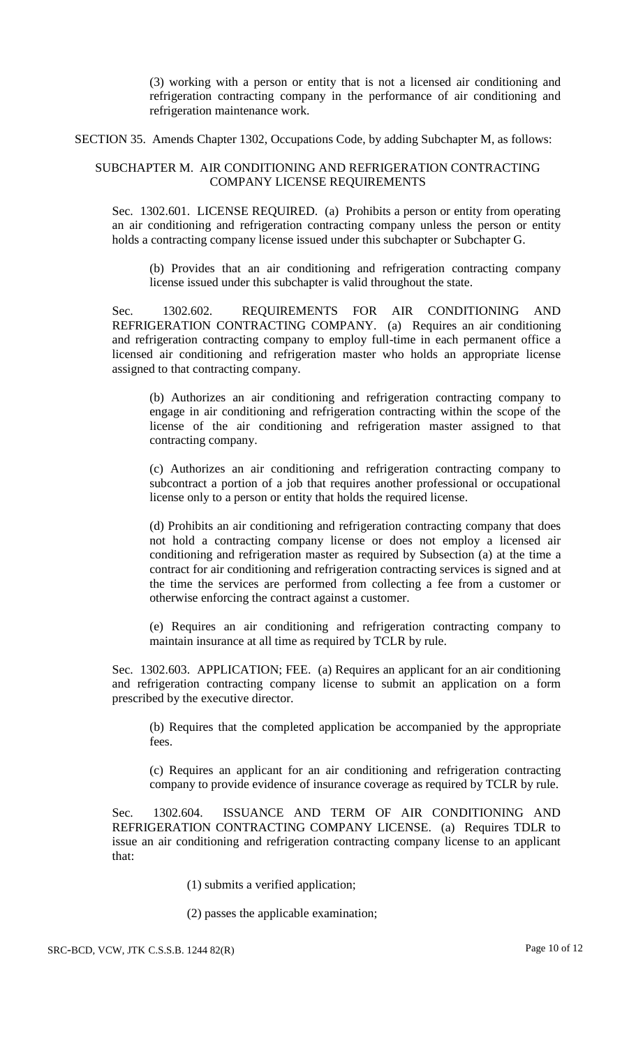(3) working with a person or entity that is not a licensed air conditioning and refrigeration contracting company in the performance of air conditioning and refrigeration maintenance work.

SECTION 35. Amends Chapter 1302, Occupations Code, by adding Subchapter M, as follows:

SUBCHAPTER M. AIR CONDITIONING AND REFRIGERATION CONTRACTING COMPANY LICENSE REQUIREMENTS

Sec. 1302.601. LICENSE REQUIRED. (a) Prohibits a person or entity from operating an air conditioning and refrigeration contracting company unless the person or entity holds a contracting company license issued under this subchapter or Subchapter G.

(b) Provides that an air conditioning and refrigeration contracting company license issued under this subchapter is valid throughout the state.

Sec. 1302.602. REQUIREMENTS FOR AIR CONDITIONING AND REFRIGERATION CONTRACTING COMPANY. (a) Requires an air conditioning and refrigeration contracting company to employ full-time in each permanent office a licensed air conditioning and refrigeration master who holds an appropriate license assigned to that contracting company.

(b) Authorizes an air conditioning and refrigeration contracting company to engage in air conditioning and refrigeration contracting within the scope of the license of the air conditioning and refrigeration master assigned to that contracting company.

(c) Authorizes an air conditioning and refrigeration contracting company to subcontract a portion of a job that requires another professional or occupational license only to a person or entity that holds the required license.

(d) Prohibits an air conditioning and refrigeration contracting company that does not hold a contracting company license or does not employ a licensed air conditioning and refrigeration master as required by Subsection (a) at the time a contract for air conditioning and refrigeration contracting services is signed and at the time the services are performed from collecting a fee from a customer or otherwise enforcing the contract against a customer.

(e) Requires an air conditioning and refrigeration contracting company to maintain insurance at all time as required by TCLR by rule.

Sec. 1302.603. APPLICATION; FEE. (a) Requires an applicant for an air conditioning and refrigeration contracting company license to submit an application on a form prescribed by the executive director.

(b) Requires that the completed application be accompanied by the appropriate fees.

(c) Requires an applicant for an air conditioning and refrigeration contracting company to provide evidence of insurance coverage as required by TCLR by rule.

Sec. 1302.604. ISSUANCE AND TERM OF AIR CONDITIONING AND REFRIGERATION CONTRACTING COMPANY LICENSE. (a) Requires TDLR to issue an air conditioning and refrigeration contracting company license to an applicant that:

(1) submits a verified application;

(2) passes the applicable examination;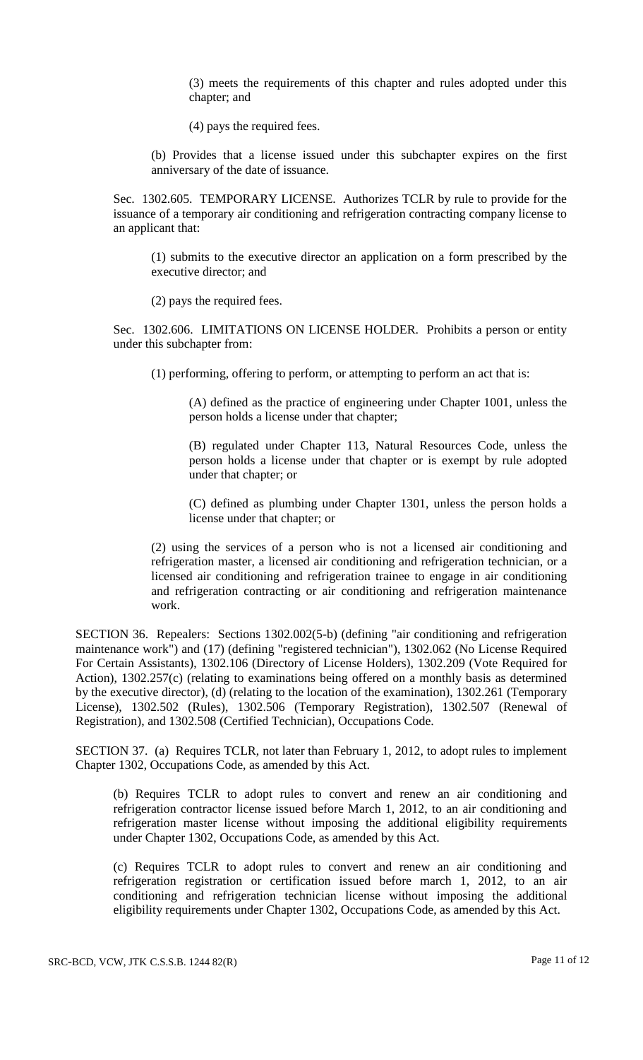(3) meets the requirements of this chapter and rules adopted under this chapter; and

(4) pays the required fees.

(b) Provides that a license issued under this subchapter expires on the first anniversary of the date of issuance.

Sec. 1302.605. TEMPORARY LICENSE. Authorizes TCLR by rule to provide for the issuance of a temporary air conditioning and refrigeration contracting company license to an applicant that:

(1) submits to the executive director an application on a form prescribed by the executive director; and

(2) pays the required fees.

Sec. 1302.606. LIMITATIONS ON LICENSE HOLDER. Prohibits a person or entity under this subchapter from:

(1) performing, offering to perform, or attempting to perform an act that is:

(A) defined as the practice of engineering under Chapter 1001, unless the person holds a license under that chapter;

(B) regulated under Chapter 113, Natural Resources Code, unless the person holds a license under that chapter or is exempt by rule adopted under that chapter; or

(C) defined as plumbing under Chapter 1301, unless the person holds a license under that chapter; or

(2) using the services of a person who is not a licensed air conditioning and refrigeration master, a licensed air conditioning and refrigeration technician, or a licensed air conditioning and refrigeration trainee to engage in air conditioning and refrigeration contracting or air conditioning and refrigeration maintenance work.

SECTION 36. Repealers: Sections 1302.002(5-b) (defining "air conditioning and refrigeration maintenance work") and (17) (defining "registered technician"), 1302.062 (No License Required For Certain Assistants), 1302.106 (Directory of License Holders), 1302.209 (Vote Required for Action), 1302.257(c) (relating to examinations being offered on a monthly basis as determined by the executive director), (d) (relating to the location of the examination), 1302.261 (Temporary License), 1302.502 (Rules), 1302.506 (Temporary Registration), 1302.507 (Renewal of Registration), and 1302.508 (Certified Technician), Occupations Code.

SECTION 37. (a) Requires TCLR, not later than February 1, 2012, to adopt rules to implement Chapter 1302, Occupations Code, as amended by this Act.

(b) Requires TCLR to adopt rules to convert and renew an air conditioning and refrigeration contractor license issued before March 1, 2012, to an air conditioning and refrigeration master license without imposing the additional eligibility requirements under Chapter 1302, Occupations Code, as amended by this Act.

(c) Requires TCLR to adopt rules to convert and renew an air conditioning and refrigeration registration or certification issued before march 1, 2012, to an air conditioning and refrigeration technician license without imposing the additional eligibility requirements under Chapter 1302, Occupations Code, as amended by this Act.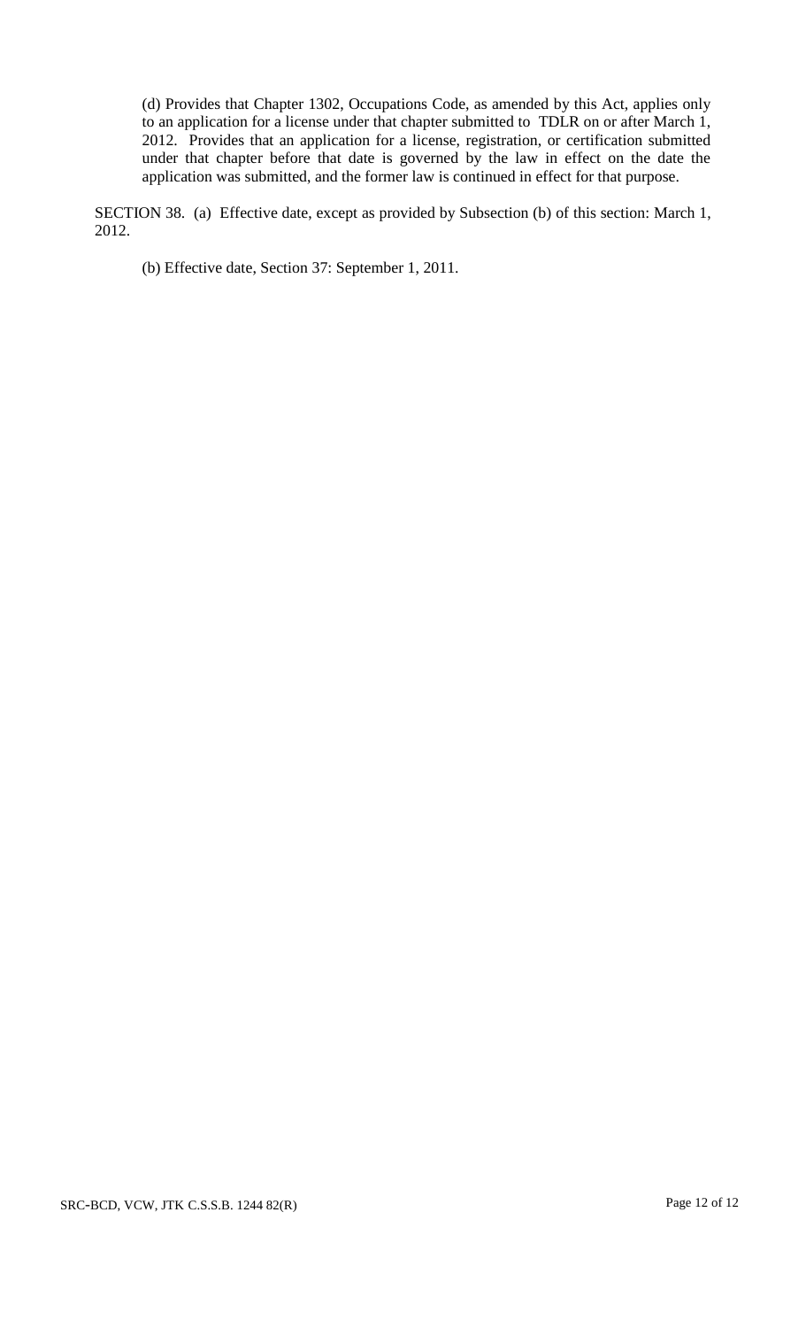(d) Provides that Chapter 1302, Occupations Code, as amended by this Act, applies only to an application for a license under that chapter submitted to TDLR on or after March 1, 2012. Provides that an application for a license, registration, or certification submitted under that chapter before that date is governed by the law in effect on the date the application was submitted, and the former law is continued in effect for that purpose.

SECTION 38. (a) Effective date, except as provided by Subsection (b) of this section: March 1, 2012.

(b) Effective date, Section 37: September 1, 2011.